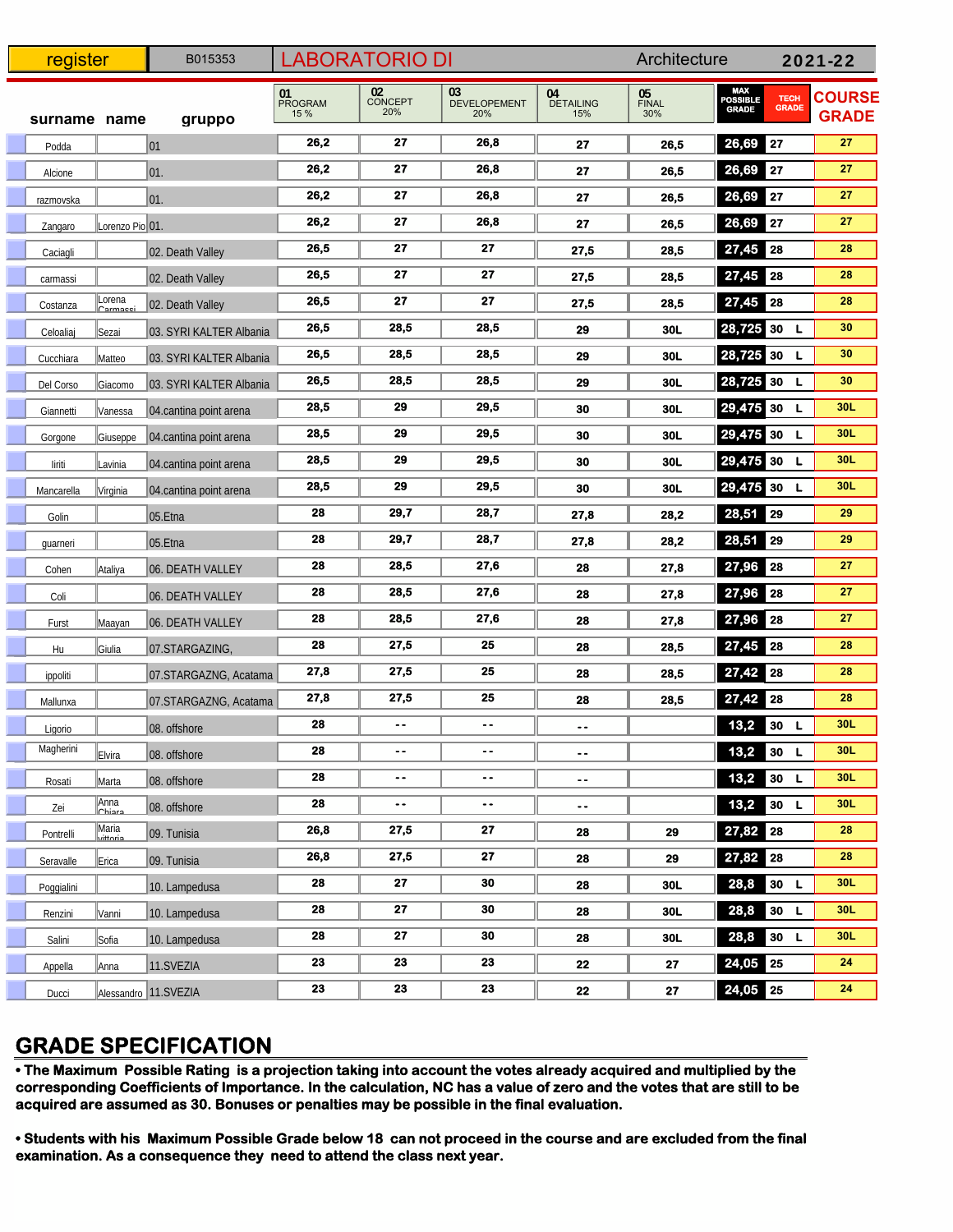| register | B015353 | LABORATORIO DI | Architecture | 2021-22 | | | | | | |
|---|---|---|---|---|---|---|---|---|---|---|
| surname | name | gruppo | 01 PROGRAM 15 % | 02 CONCEPT 20% | 03 DEVELOPEMENT 20% | 04 DETAILING 15% | 05 FINAL 30% | MAX POSSIBLE GRADE | TECH GRADE | COURSE GRADE |
| Podda | | 01 | 26,2 | 27 | 26,8 | 27 | 26,5 | 26,69 | 27 | 27 |
| Alcione | | 01. | 26,2 | 27 | 26,8 | 27 | 26,5 | 26,69 | 27 | 27 |
| razmovska | | 01. | 26,2 | 27 | 26,8 | 27 | 26,5 | 26,69 | 27 | 27 |
| Zangaro | Lorenzo Pio | 01. | 26,2 | 27 | 26,8 | 27 | 26,5 | 26,69 | 27 | 27 |
| Caciagli | | 02. Death Valley | 26,5 | 27 | 27 | 27,5 | 28,5 | 27,45 | 28 | 28 |
| carmassi | | 02. Death Valley | 26,5 | 27 | 27 | 27,5 | 28,5 | 27,45 | 28 | 28 |
| Costanza | Lorena Carmassi | 02. Death Valley | 26,5 | 27 | 27 | 27,5 | 28,5 | 27,45 | 28 | 28 |
| Celoaliaj | Sezai | 03. SYRI KALTER Albania | 26,5 | 28,5 | 28,5 | 29 | 30L | 28,725 | 30 L | 30 |
| Cucchiara | Matteo | 03. SYRI KALTER Albania | 26,5 | 28,5 | 28,5 | 29 | 30L | 28,725 | 30 L | 30 |
| Del Corso | Giacomo | 03. SYRI KALTER Albania | 26,5 | 28,5 | 28,5 | 29 | 30L | 28,725 | 30 L | 30 |
| Giannetti | Vanessa | 04.cantina point arena | 28,5 | 29 | 29,5 | 30 | 30L | 29,475 | 30 L | 30L |
| Gorgone | Giuseppe | 04.cantina point arena | 28,5 | 29 | 29,5 | 30 | 30L | 29,475 | 30 L | 30L |
| Iiriti | Lavinia | 04.cantina point arena | 28,5 | 29 | 29,5 | 30 | 30L | 29,475 | 30 L | 30L |
| Mancarella | Virginia | 04.cantina point arena | 28,5 | 29 | 29,5 | 30 | 30L | 29,475 | 30 L | 30L |
| Golin | | 05.Etna | 28 | 29,7 | 28,7 | 27,8 | 28,2 | 28,51 | 29 | 29 |
| guarneri | | 05.Etna | 28 | 29,7 | 28,7 | 27,8 | 28,2 | 28,51 | 29 | 29 |
| Cohen | Ataliya | 06. DEATH VALLEY | 28 | 28,5 | 27,6 | 28 | 27,8 | 27,96 | 28 | 27 |
| Coli | | 06. DEATH VALLEY | 28 | 28,5 | 27,6 | 28 | 27,8 | 27,96 | 28 | 27 |
| Furst | Maayan | 06. DEATH VALLEY | 28 | 28,5 | 27,6 | 28 | 27,8 | 27,96 | 28 | 27 |
| Hu | Giulia | 07.STARGAZING, | 28 | 27,5 | 25 | 28 | 28,5 | 27,45 | 28 | 28 |
| ippoliti | | 07.STARGAZNG, Acatama | 27,8 | 27,5 | 25 | 28 | 28,5 | 27,42 | 28 | 28 |
| Mallunxa | | 07.STARGAZNG, Acatama | 27,8 | 27,5 | 25 | 28 | 28,5 | 27,42 | 28 | 28 |
| Ligorio | | 08. offshore | 28 | -- | -- | -- | | 13,2 | 30 L | 30L |
| Magherini | Elvira | 08. offshore | 28 | -- | -- | -- | | 13,2 | 30 L | 30L |
| Rosati | Marta | 08. offshore | 28 | -- | -- | -- | | 13,2 | 30 L | 30L |
| Zei | Anna Chiara | 08. offshore | 28 | -- | -- | -- | | 13,2 | 30 L | 30L |
| Pontrelli | Maria vittoria | 09. Tunisia | 26,8 | 27,5 | 27 | 28 | 29 | 27,82 | 28 | 28 |
| Seravalle | Erica | 09. Tunisia | 26,8 | 27,5 | 27 | 28 | 29 | 27,82 | 28 | 28 |
| Poggialini | | 10. Lampedusa | 28 | 27 | 30 | 28 | 30L | 28,8 | 30 L | 30L |
| Renzini | Vanni | 10. Lampedusa | 28 | 27 | 30 | 28 | 30L | 28,8 | 30 L | 30L |
| Salini | Sofia | 10. Lampedusa | 28 | 27 | 30 | 28 | 30L | 28,8 | 30 L | 30L |
| Appella | Anna | 11.SVEZIA | 23 | 23 | 23 | 22 | 27 | 24,05 | 25 | 24 |
| Ducci | Alessandro | 11.SVEZIA | 23 | 23 | 23 | 22 | 27 | 24,05 | 25 | 24 |

## GRADE SPECIFICATION

**• The Maximum Possible Rating is a projection taking into account the votes already acquired and multiplied by the corresponding Coefficients of Importance. In the calculation, NC has a value of zero and the votes that are still to be acquired are assumed as 30. Bonuses or penalties may be possible in the final evaluation.**

**• Students with his Maximum Possible Grade below 18 can not proceed in the course and are excluded from the final examination. As a consequence they need to attend the class next year.**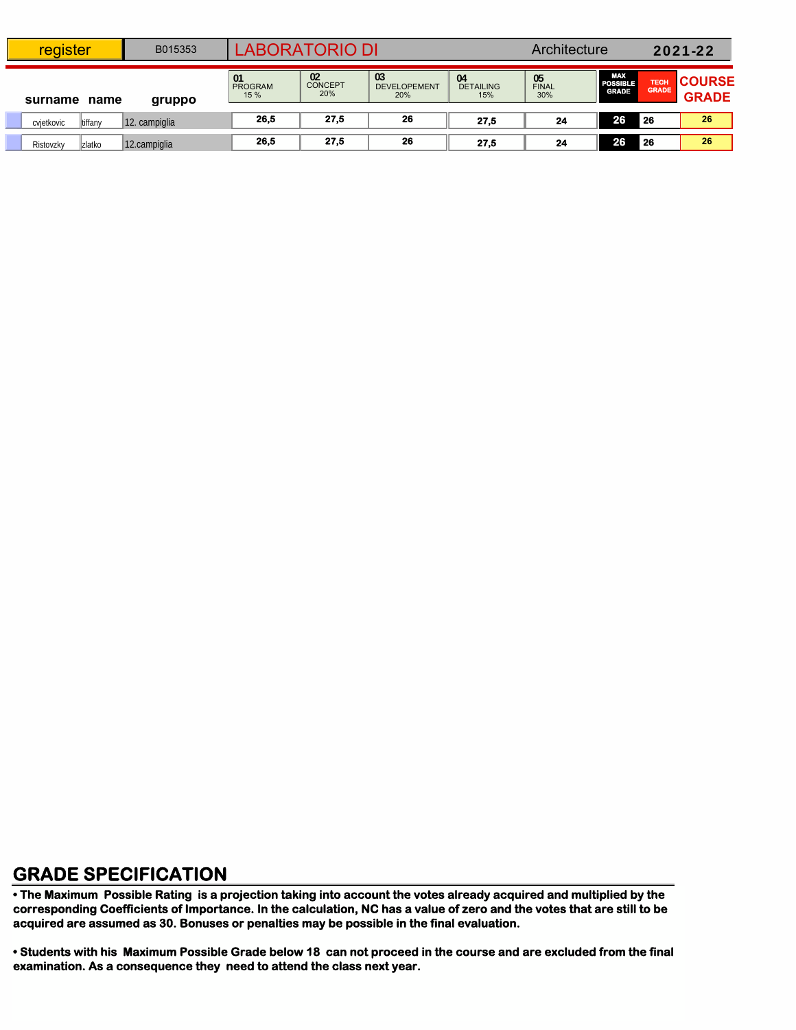| register | B015353 | LABORATORIO DI | | | Architecture | 2021-22 | | | |
|---|---|---|---|---|---|---|---|---|---|
| surname | name | gruppo | 01 PROGRAM 15 % | 02 CONCEPT 20% | 03 DEVELOPEMENT 20% | 04 DETAILING 15% | 05 FINAL 30% | MAX POSSIBLE GRADE | TECH GRADE | COURSE GRADE |
| cvjetkovic | tiffany | 12. campiglia | 26,5 | 27,5 | 26 | 27,5 | 24 | 26 | 26 | 26 |
| Ristovzky | zlatko | 12.campiglia | 26,5 | 27,5 | 26 | 27,5 | 24 | 26 | 26 | 26 |

## GRADE SPECIFICATION

**• The Maximum Possible Rating is a projection taking into account the votes already acquired and multiplied by the corresponding Coefficients of Importance. In the calculation, NC has a value of zero and the votes that are still to be acquired are assumed as 30. Bonuses or penalties may be possible in the final evaluation.**

**• Students with his Maximum Possible Grade below 18 can not proceed in the course and are excluded from the final examination. As a consequence they need to attend the class next year.**